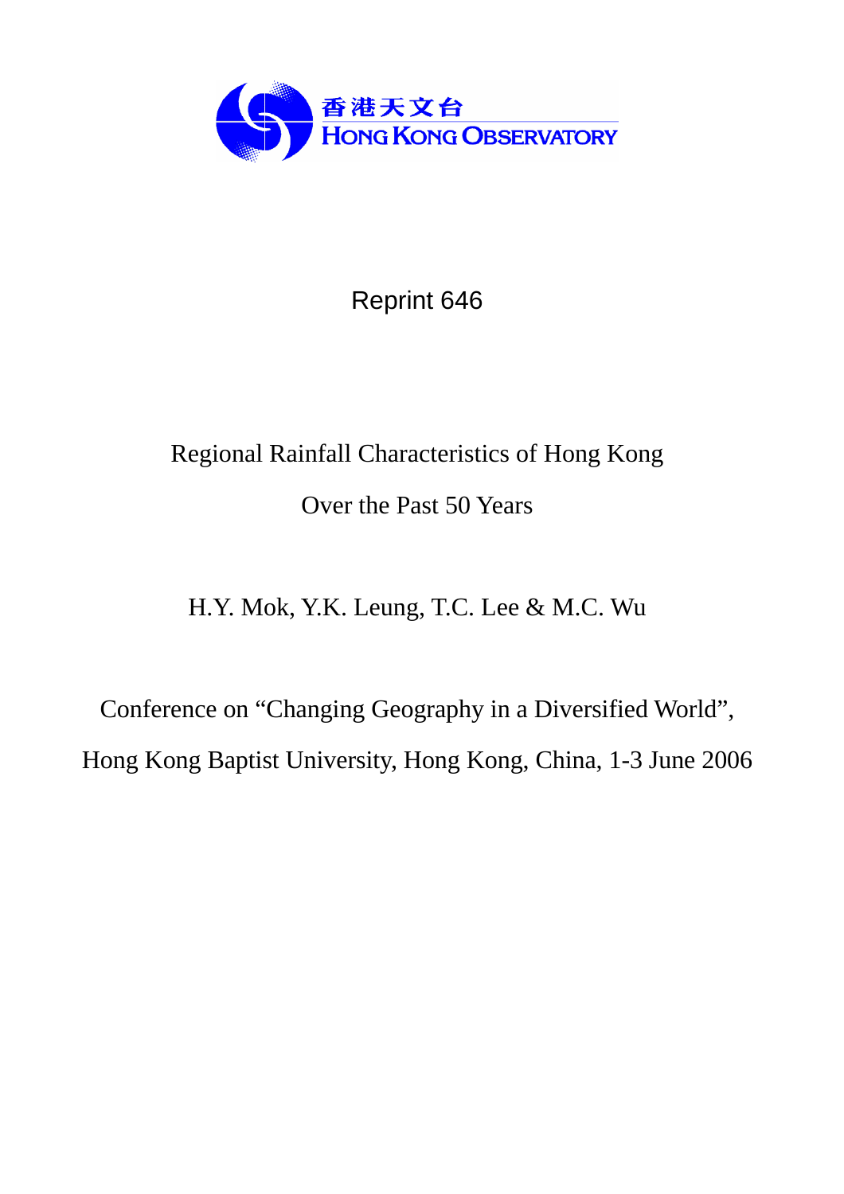香港天文台
HONG KONG OBSERVATORY

Reprint 646

# Regional Rainfall Characteristics of Hong Kong Over the Past 50 Years

H.Y. Mok, Y.K. Leung, T.C. Lee & M.C. Wu

Conference on "Changing Geography in a Diversified World",
Hong Kong Baptist University, Hong Kong, China, 1-3 June 2006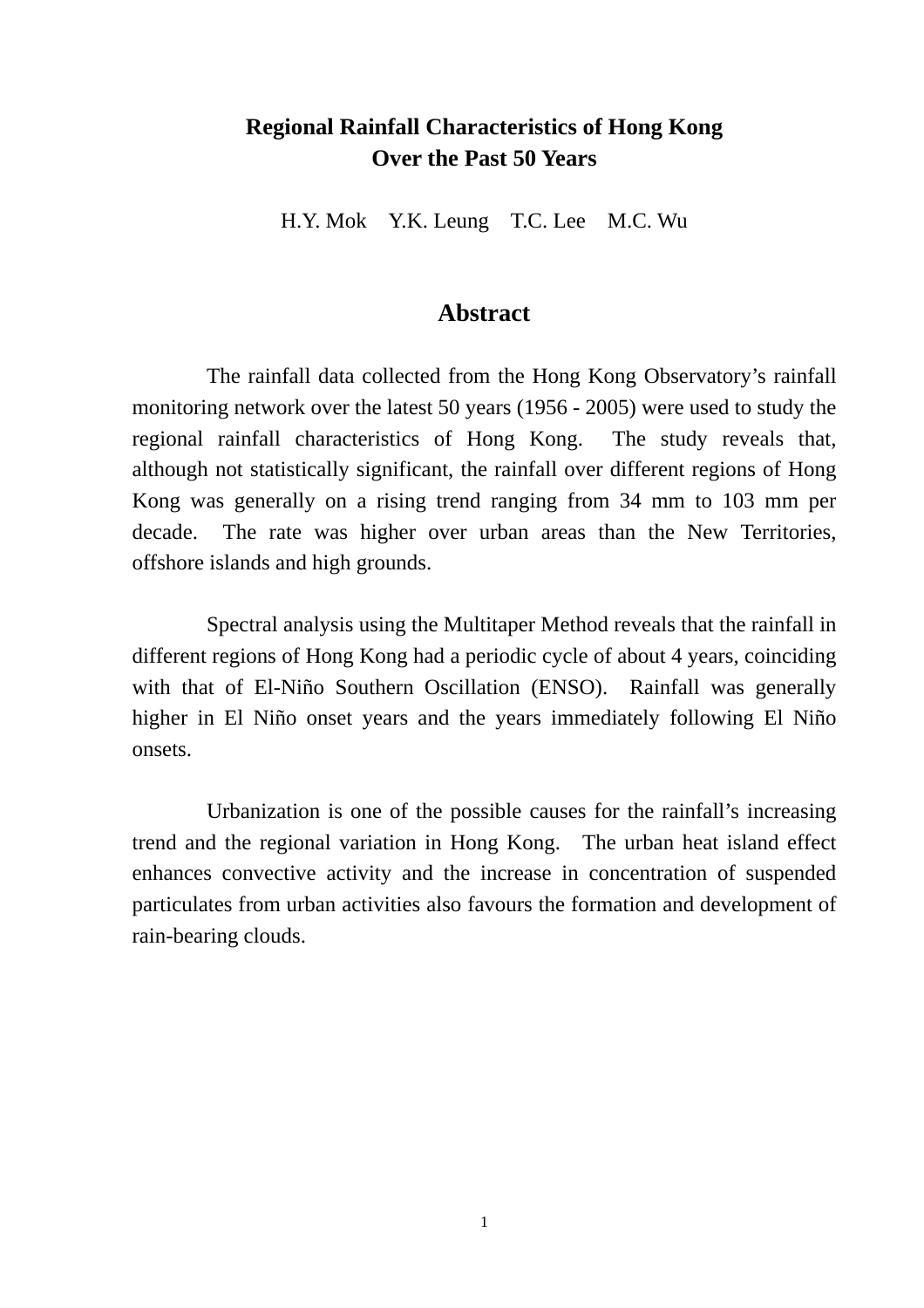# Regional Rainfall Characteristics of Hong Kong Over the Past 50 Years

H.Y. Mok    Y.K. Leung    T.C. Lee    M.C. Wu

## Abstract

The rainfall data collected from the Hong Kong Observatory's rainfall monitoring network over the latest 50 years (1956 - 2005) were used to study the regional rainfall characteristics of Hong Kong. The study reveals that, although not statistically significant, the rainfall over different regions of Hong Kong was generally on a rising trend ranging from 34 mm to 103 mm per decade. The rate was higher over urban areas than the New Territories, offshore islands and high grounds.

Spectral analysis using the Multitaper Method reveals that the rainfall in different regions of Hong Kong had a periodic cycle of about 4 years, coinciding with that of El-Niño Southern Oscillation (ENSO). Rainfall was generally higher in El Niño onset years and the years immediately following El Niño onsets.

Urbanization is one of the possible causes for the rainfall's increasing trend and the regional variation in Hong Kong. The urban heat island effect enhances convective activity and the increase in concentration of suspended particulates from urban activities also favours the formation and development of rain-bearing clouds.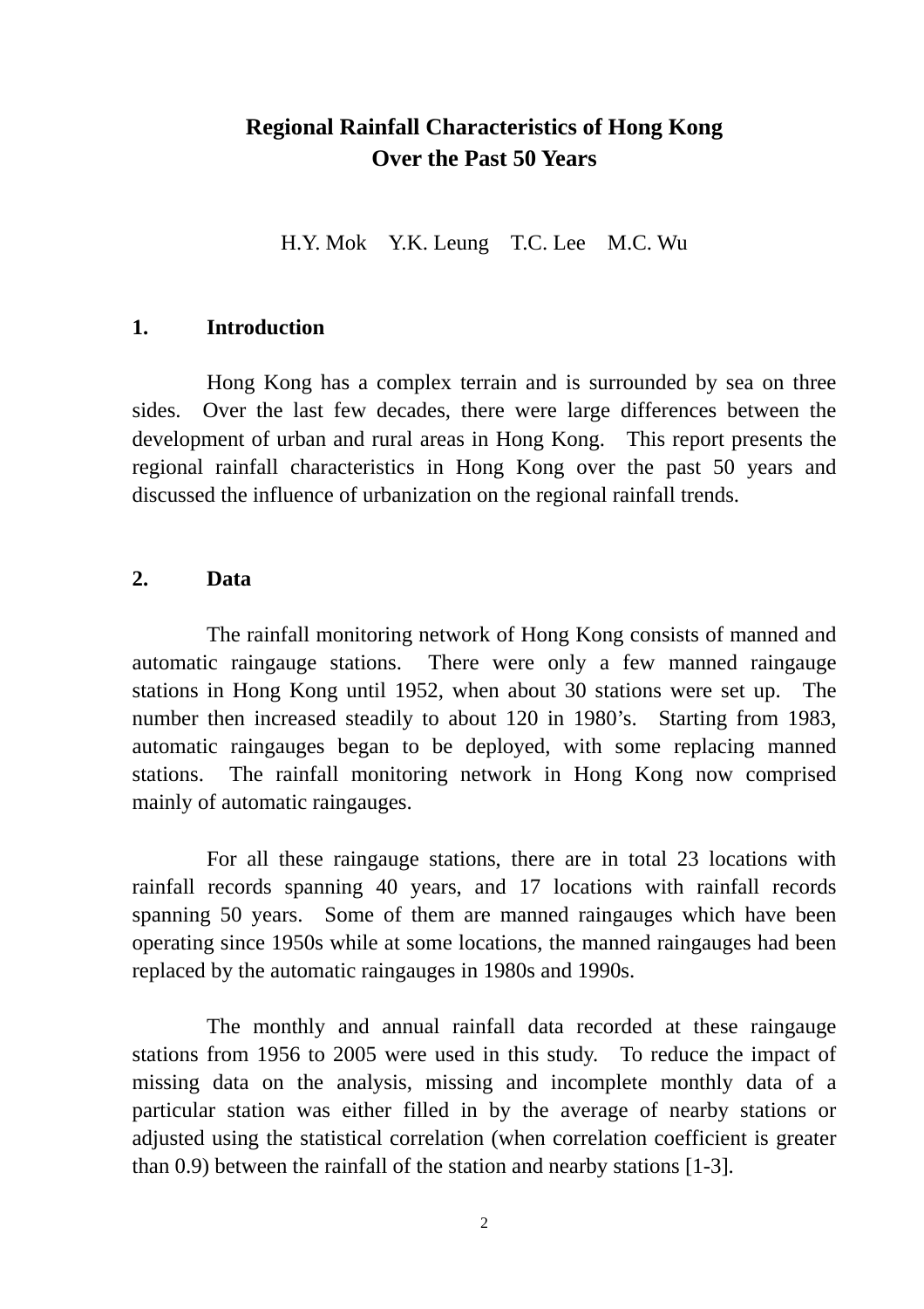# Regional Rainfall Characteristics of Hong Kong Over the Past 50 Years

H.Y. Mok Y.K. Leung T.C. Lee M.C. Wu

## 1. Introduction

Hong Kong has a complex terrain and is surrounded by sea on three sides. Over the last few decades, there were large differences between the development of urban and rural areas in Hong Kong. This report presents the regional rainfall characteristics in Hong Kong over the past 50 years and discussed the influence of urbanization on the regional rainfall trends.

## 2. Data

The rainfall monitoring network of Hong Kong consists of manned and automatic raingauge stations. There were only a few manned raingauge stations in Hong Kong until 1952, when about 30 stations were set up. The number then increased steadily to about 120 in 1980's. Starting from 1983, automatic raingauges began to be deployed, with some replacing manned stations. The rainfall monitoring network in Hong Kong now comprised mainly of automatic raingauges.

For all these raingauge stations, there are in total 23 locations with rainfall records spanning 40 years, and 17 locations with rainfall records spanning 50 years. Some of them are manned raingauges which have been operating since 1950s while at some locations, the manned raingauges had been replaced by the automatic raingauges in 1980s and 1990s.

The monthly and annual rainfall data recorded at these raingauge stations from 1956 to 2005 were used in this study. To reduce the impact of missing data on the analysis, missing and incomplete monthly data of a particular station was either filled in by the average of nearby stations or adjusted using the statistical correlation (when correlation coefficient is greater than 0.9) between the rainfall of the station and nearby stations [1-3].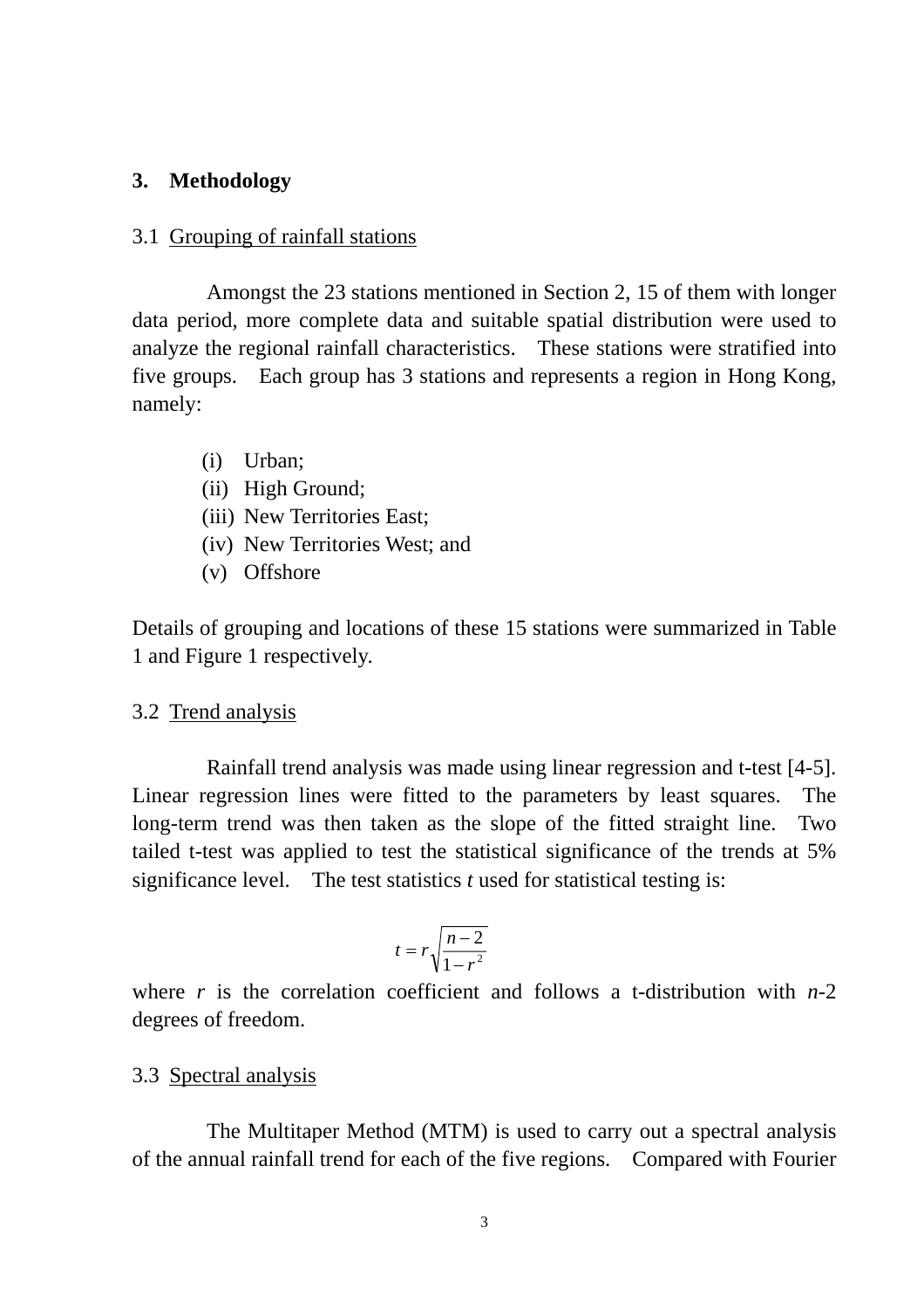## 3. Methodology

### 3.1 Grouping of rainfall stations

Amongst the 23 stations mentioned in Section 2, 15 of them with longer data period, more complete data and suitable spatial distribution were used to analyze the regional rainfall characteristics. These stations were stratified into five groups. Each group has 3 stations and represents a region in Hong Kong, namely:

(i) Urban;
(ii) High Ground;
(iii) New Territories East;
(iv) New Territories West; and
(v) Offshore

Details of grouping and locations of these 15 stations were summarized in Table 1 and Figure 1 respectively.

### 3.2 Trend analysis

Rainfall trend analysis was made using linear regression and t-test [4-5]. Linear regression lines were fitted to the parameters by least squares. The long-term trend was then taken as the slope of the fitted straight line. Two tailed t-test was applied to test the statistical significance of the trends at 5% significance level. The test statistics $t$ used for statistical testing is:

$$t = r\sqrt{\frac{n-2}{1-r^2}}$$

where $r$ is the correlation coefficient and follows a t-distribution with $n$-2 degrees of freedom.

### 3.3 Spectral analysis

The Multitaper Method (MTM) is used to carry out a spectral analysis of the annual rainfall trend for each of the five regions. Compared with Fourier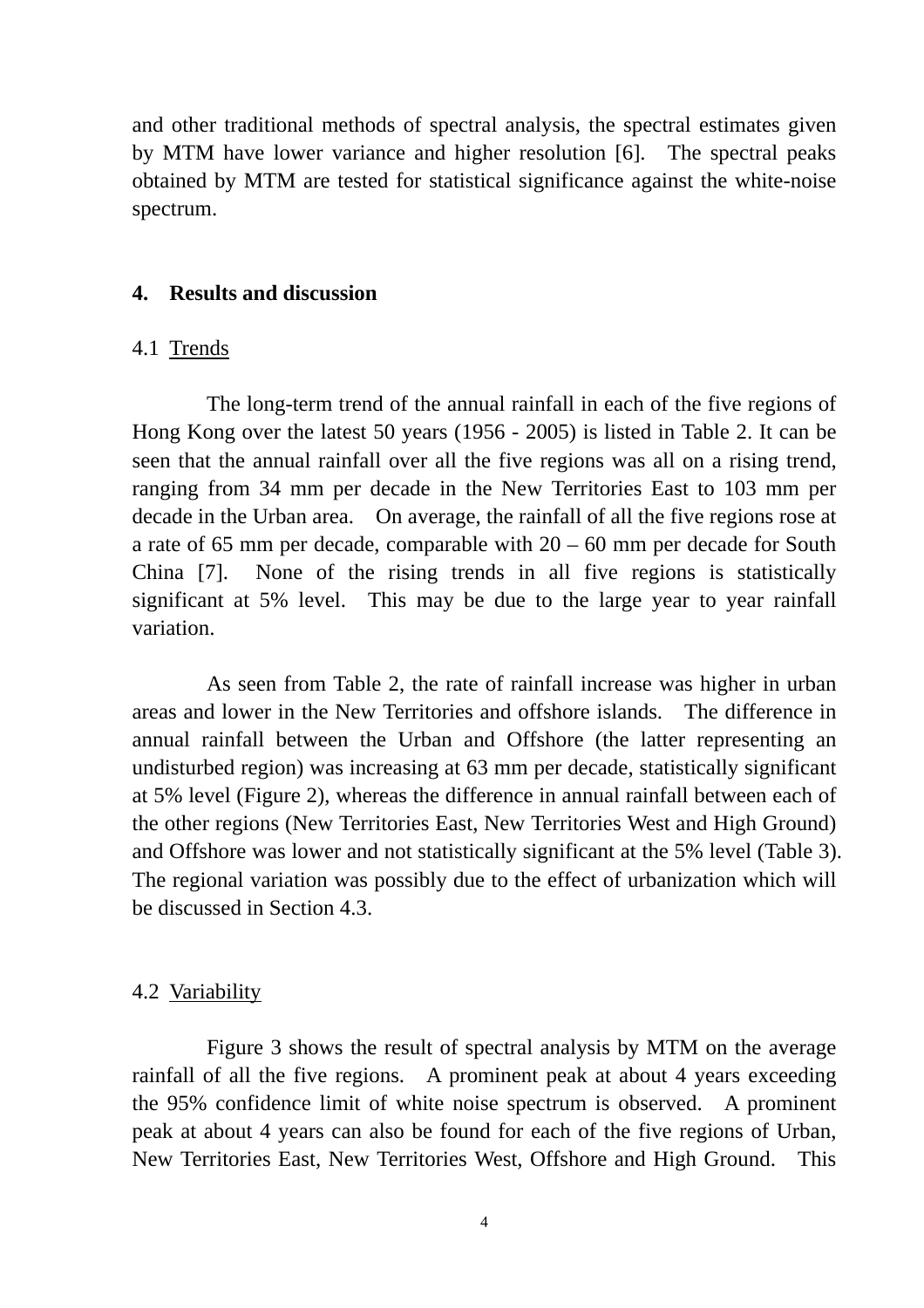and other traditional methods of spectral analysis, the spectral estimates given by MTM have lower variance and higher resolution [6]. The spectral peaks obtained by MTM are tested for statistical significance against the white-noise spectrum.

## 4. Results and discussion

### 4.1 Trends

The long-term trend of the annual rainfall in each of the five regions of Hong Kong over the latest 50 years (1956 - 2005) is listed in Table 2. It can be seen that the annual rainfall over all the five regions was all on a rising trend, ranging from 34 mm per decade in the New Territories East to 103 mm per decade in the Urban area. On average, the rainfall of all the five regions rose at a rate of 65 mm per decade, comparable with 20 – 60 mm per decade for South China [7]. None of the rising trends in all five regions is statistically significant at 5% level. This may be due to the large year to year rainfall variation.

As seen from Table 2, the rate of rainfall increase was higher in urban areas and lower in the New Territories and offshore islands. The difference in annual rainfall between the Urban and Offshore (the latter representing an undisturbed region) was increasing at 63 mm per decade, statistically significant at 5% level (Figure 2), whereas the difference in annual rainfall between each of the other regions (New Territories East, New Territories West and High Ground) and Offshore was lower and not statistically significant at the 5% level (Table 3). The regional variation was possibly due to the effect of urbanization which will be discussed in Section 4.3.

### 4.2 Variability

Figure 3 shows the result of spectral analysis by MTM on the average rainfall of all the five regions. A prominent peak at about 4 years exceeding the 95% confidence limit of white noise spectrum is observed. A prominent peak at about 4 years can also be found for each of the five regions of Urban, New Territories East, New Territories West, Offshore and High Ground. This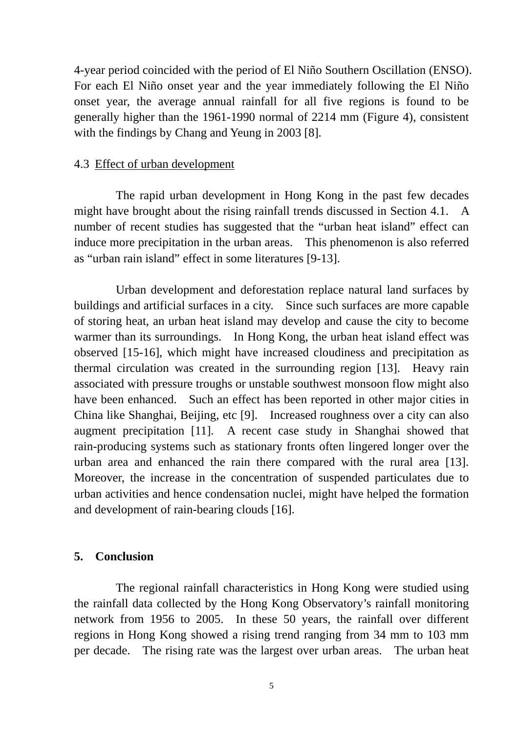4-year period coincided with the period of El Niño Southern Oscillation (ENSO). For each El Niño onset year and the year immediately following the El Niño onset year, the average annual rainfall for all five regions is found to be generally higher than the 1961-1990 normal of 2214 mm (Figure 4), consistent with the findings by Chang and Yeung in 2003 [8].

### 4.3 Effect of urban development

The rapid urban development in Hong Kong in the past few decades might have brought about the rising rainfall trends discussed in Section 4.1. A number of recent studies has suggested that the "urban heat island" effect can induce more precipitation in the urban areas. This phenomenon is also referred as "urban rain island" effect in some literatures [9-13].

Urban development and deforestation replace natural land surfaces by buildings and artificial surfaces in a city. Since such surfaces are more capable of storing heat, an urban heat island may develop and cause the city to become warmer than its surroundings. In Hong Kong, the urban heat island effect was observed [15-16], which might have increased cloudiness and precipitation as thermal circulation was created in the surrounding region [13]. Heavy rain associated with pressure troughs or unstable southwest monsoon flow might also have been enhanced. Such an effect has been reported in other major cities in China like Shanghai, Beijing, etc [9]. Increased roughness over a city can also augment precipitation [11]. A recent case study in Shanghai showed that rain-producing systems such as stationary fronts often lingered longer over the urban area and enhanced the rain there compared with the rural area [13]. Moreover, the increase in the concentration of suspended particulates due to urban activities and hence condensation nuclei, might have helped the formation and development of rain-bearing clouds [16].

## 5. Conclusion

The regional rainfall characteristics in Hong Kong were studied using the rainfall data collected by the Hong Kong Observatory's rainfall monitoring network from 1956 to 2005. In these 50 years, the rainfall over different regions in Hong Kong showed a rising trend ranging from 34 mm to 103 mm per decade. The rising rate was the largest over urban areas. The urban heat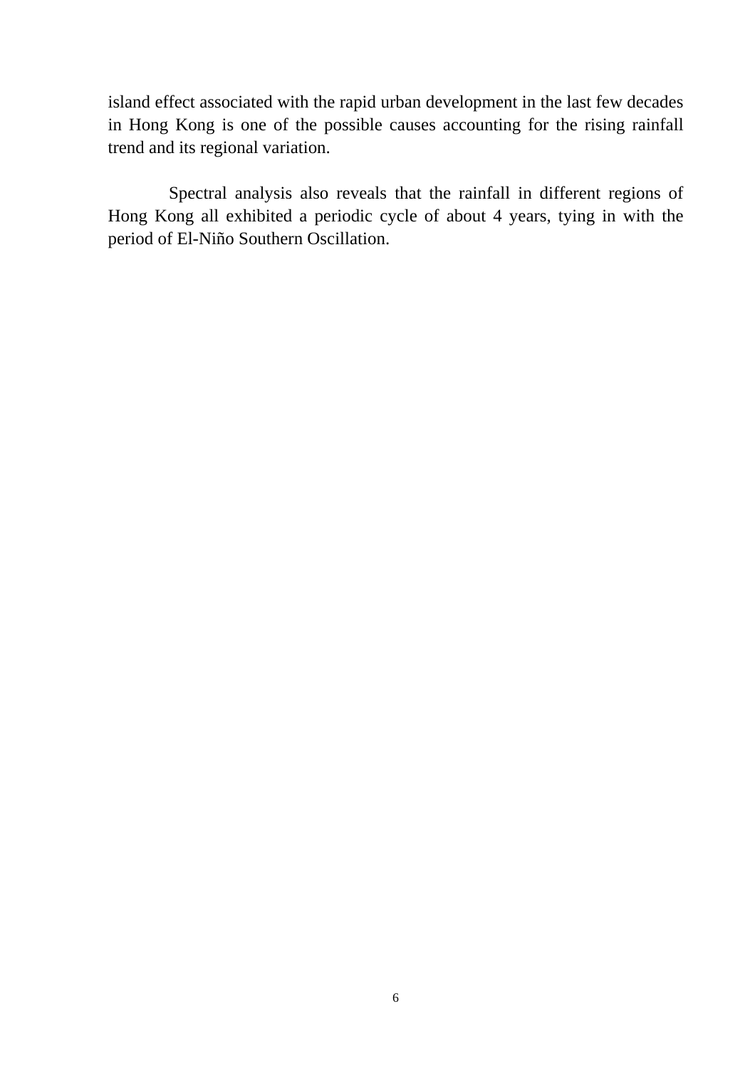island effect associated with the rapid urban development in the last few decades in Hong Kong is one of the possible causes accounting for the rising rainfall trend and its regional variation.

Spectral analysis also reveals that the rainfall in different regions of Hong Kong all exhibited a periodic cycle of about 4 years, tying in with the period of El-Niño Southern Oscillation.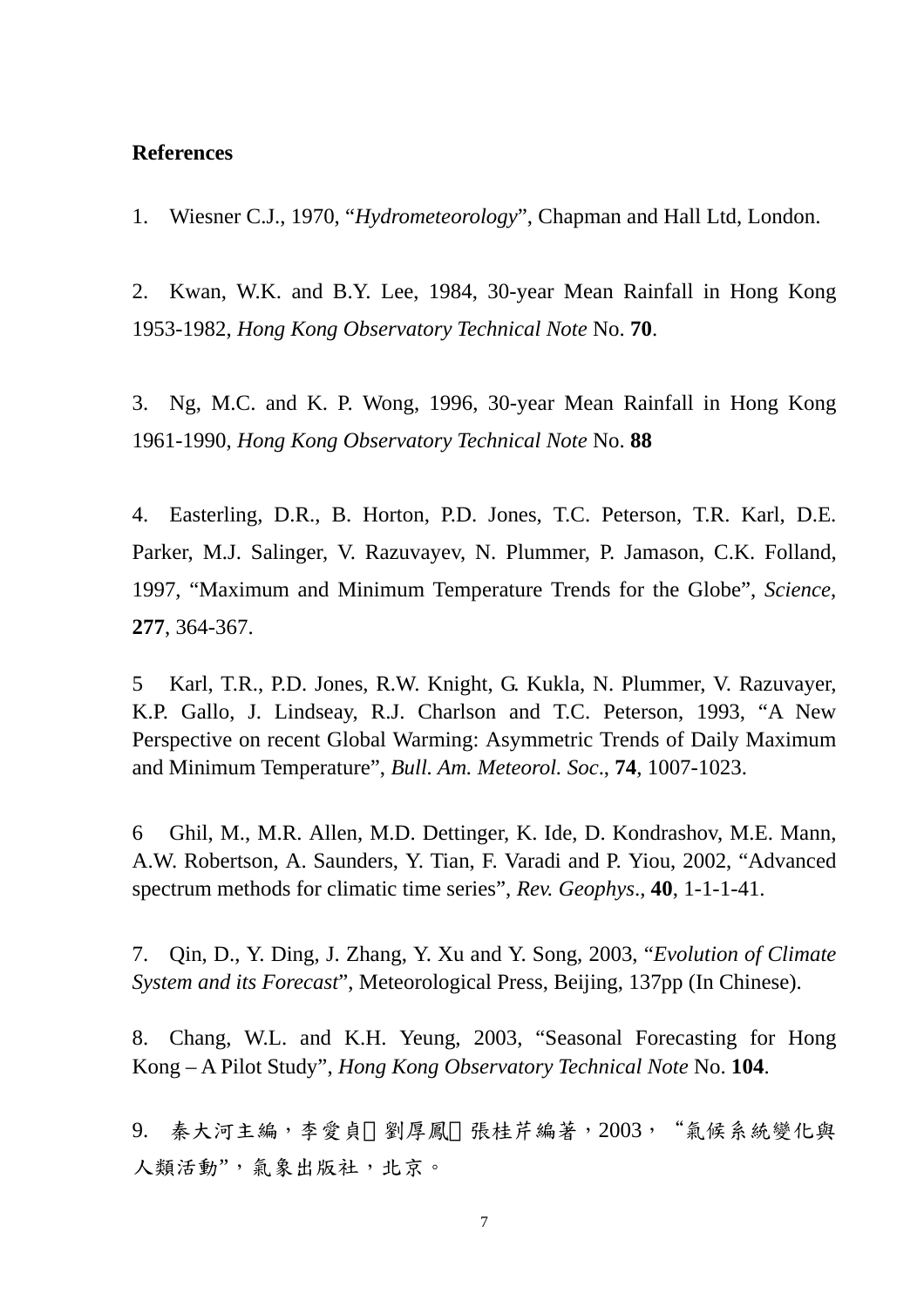**References**

1. Wiesner C.J., 1970, "*Hydrometeorology*", Chapman and Hall Ltd, London.

2. Kwan, W.K. and B.Y. Lee, 1984, 30-year Mean Rainfall in Hong Kong 1953-1982, *Hong Kong Observatory Technical Note* No. **70**.

3. Ng, M.C. and K. P. Wong, 1996, 30-year Mean Rainfall in Hong Kong 1961-1990, *Hong Kong Observatory Technical Note* No. **88**

4. Easterling, D.R., B. Horton, P.D. Jones, T.C. Peterson, T.R. Karl, D.E. Parker, M.J. Salinger, V. Razuvayev, N. Plummer, P. Jamason, C.K. Folland, 1997, "Maximum and Minimum Temperature Trends for the Globe", *Science*, **277**, 364-367.

5 Karl, T.R., P.D. Jones, R.W. Knight, G. Kukla, N. Plummer, V. Razuvayer, K.P. Gallo, J. Lindseay, R.J. Charlson and T.C. Peterson, 1993, "A New Perspective on recent Global Warming: Asymmetric Trends of Daily Maximum and Minimum Temperature", *Bull. Am. Meteorol. Soc*., **74**, 1007-1023.

6 Ghil, M., M.R. Allen, M.D. Dettinger, K. Ide, D. Kondrashov, M.E. Mann, A.W. Robertson, A. Saunders, Y. Tian, F. Varadi and P. Yiou, 2002, "Advanced spectrum methods for climatic time series", *Rev. Geophys*., **40**, 1-1-1-41.

7. Qin, D., Y. Ding, J. Zhang, Y. Xu and Y. Song, 2003, "*Evolution of Climate System and its Forecast*", Meteorological Press, Beijing, 137pp (In Chinese).

8. Chang, W.L. and K.H. Yeung, 2003, "Seasonal Forecasting for Hong Kong – A Pilot Study", *Hong Kong Observatory Technical Note* No. **104**.

9. 秦大河主編，李愛貞、劉厚鳳、張桂芹編著，2003，"氣候系統變化與人類活動"，氣象出版社，北京。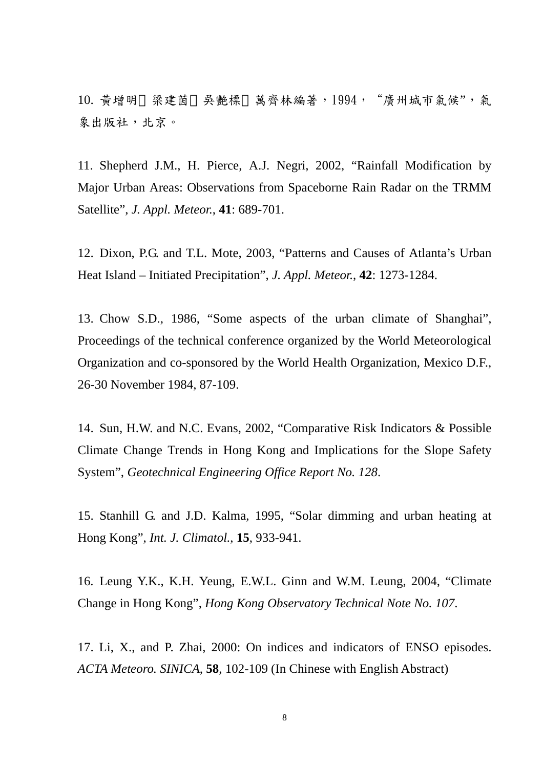10. 黃增明、梁建茵、吳艷標、萬齊林編著，1994，“廣州城市氣候”，氣象出版社，北京。

11. Shepherd J.M., H. Pierce, A.J. Negri, 2002, “Rainfall Modification by Major Urban Areas: Observations from Spaceborne Rain Radar on the TRMM Satellite”, *J. Appl. Meteor.*, **41**: 689-701.

12. Dixon, P.G. and T.L. Mote, 2003, “Patterns and Causes of Atlanta’s Urban Heat Island – Initiated Precipitation”, *J. Appl. Meteor.*, **42**: 1273-1284.

13. Chow S.D., 1986, “Some aspects of the urban climate of Shanghai”, Proceedings of the technical conference organized by the World Meteorological Organization and co-sponsored by the World Health Organization, Mexico D.F., 26-30 November 1984, 87-109.

14. Sun, H.W. and N.C. Evans, 2002, “Comparative Risk Indicators & Possible Climate Change Trends in Hong Kong and Implications for the Slope Safety System”, *Geotechnical Engineering Office Report No. 128*.

15. Stanhill G. and J.D. Kalma, 1995, “Solar dimming and urban heating at Hong Kong”, *Int. J. Climatol.*, **15**, 933-941.

16. Leung Y.K., K.H. Yeung, E.W.L. Ginn and W.M. Leung, 2004, “Climate Change in Hong Kong”, *Hong Kong Observatory Technical Note No. 107*.

17. Li, X., and P. Zhai, 2000: On indices and indicators of ENSO episodes. *ACTA Meteoro. SINICA*, **58**, 102-109 (In Chinese with English Abstract)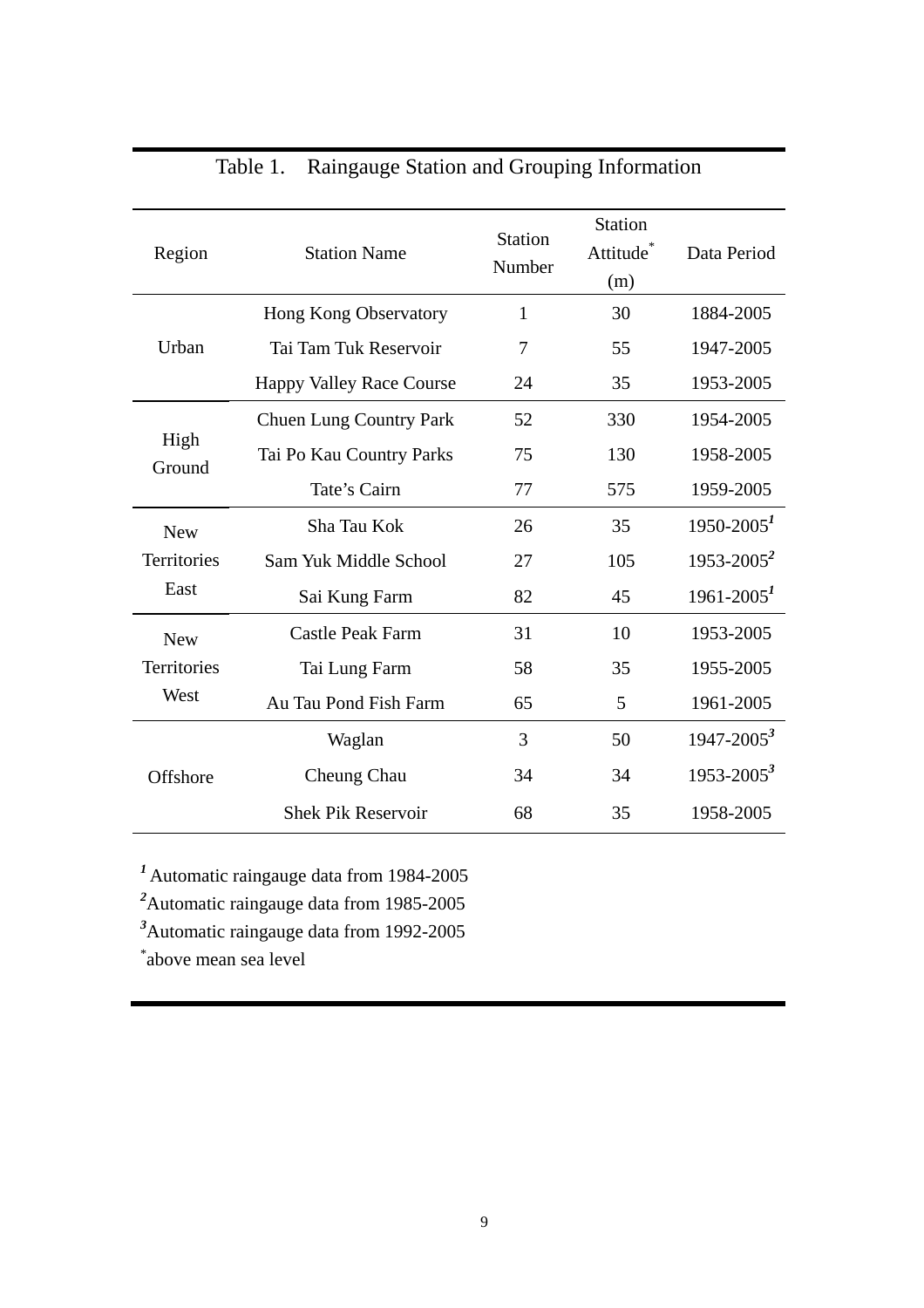Table 1. Raingauge Station and Grouping Information

| Region | Station Name | Station Number | Station Attitude* (m) | Data Period |
|---|---|---|---|---|
| Urban | Hong Kong Observatory | 1 | 30 | 1884-2005 |
| | Tai Tam Tuk Reservoir | 7 | 55 | 1947-2005 |
| | Happy Valley Race Course | 24 | 35 | 1953-2005 |
| High Ground | Chuen Lung Country Park | 52 | 330 | 1954-2005 |
| | Tai Po Kau Country Parks | 75 | 130 | 1958-2005 |
| | Tate's Cairn | 77 | 575 | 1959-2005 |
| New Territories East | Sha Tau Kok | 26 | 35 | 1950-2005[1] |
| | Sam Yuk Middle School | 27 | 105 | 1953-2005[2] |
| | Sai Kung Farm | 82 | 45 | 1961-2005[1] |
| New Territories West | Castle Peak Farm | 31 | 10 | 1953-2005 |
| | Tai Lung Farm | 58 | 35 | 1955-2005 |
| | Au Tau Pond Fish Farm | 65 | 5 | 1961-2005 |
| Offshore | Waglan | 3 | 50 | 1947-2005[3] |
| | Cheung Chau | 34 | 34 | 1953-2005[3] |
| | Shek Pik Reservoir | 68 | 35 | 1958-2005 |

[1] Automatic raingauge data from 1984-2005
[2] Automatic raingauge data from 1985-2005
[3] Automatic raingauge data from 1992-2005
*above mean sea level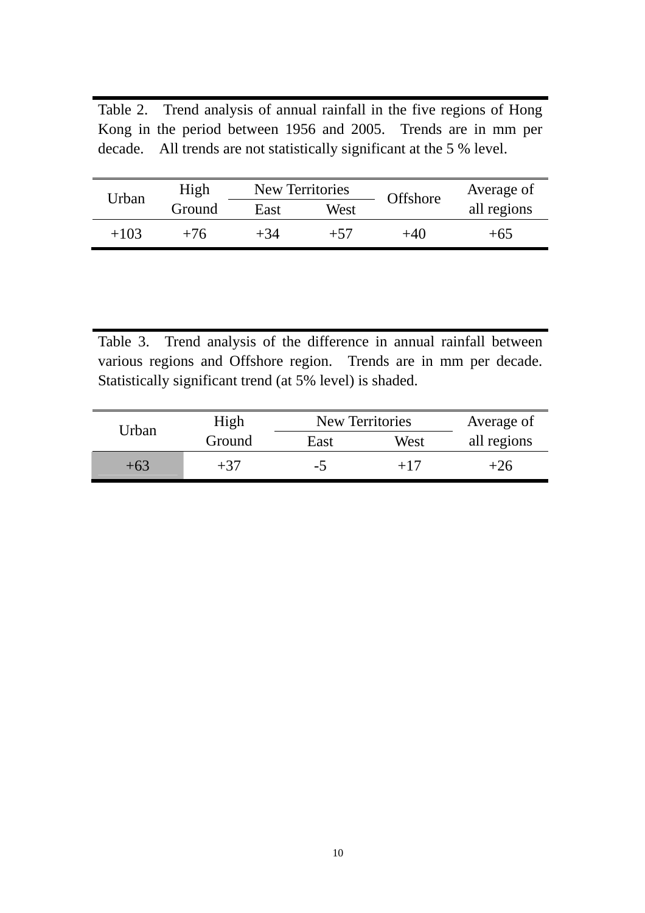Table 2. Trend analysis of annual rainfall in the five regions of Hong Kong in the period between 1956 and 2005. Trends are in mm per decade. All trends are not statistically significant at the 5 % level.

| Urban | High Ground | New Territories | | Offshore | Average of all regions |
|---|---|---|---|---|---|
| | | East | West | | |
| +103 | +76 | +34 | +57 | +40 | +65 |

Table 3. Trend analysis of the difference in annual rainfall between various regions and Offshore region. Trends are in mm per decade. Statistically significant trend (at 5% level) is shaded.

| Urban | High Ground | New Territories | | Average of all regions |
|---|---|---|---|---|
| | | East | West | |
| +63 | +37 | -5 | +17 | +26 |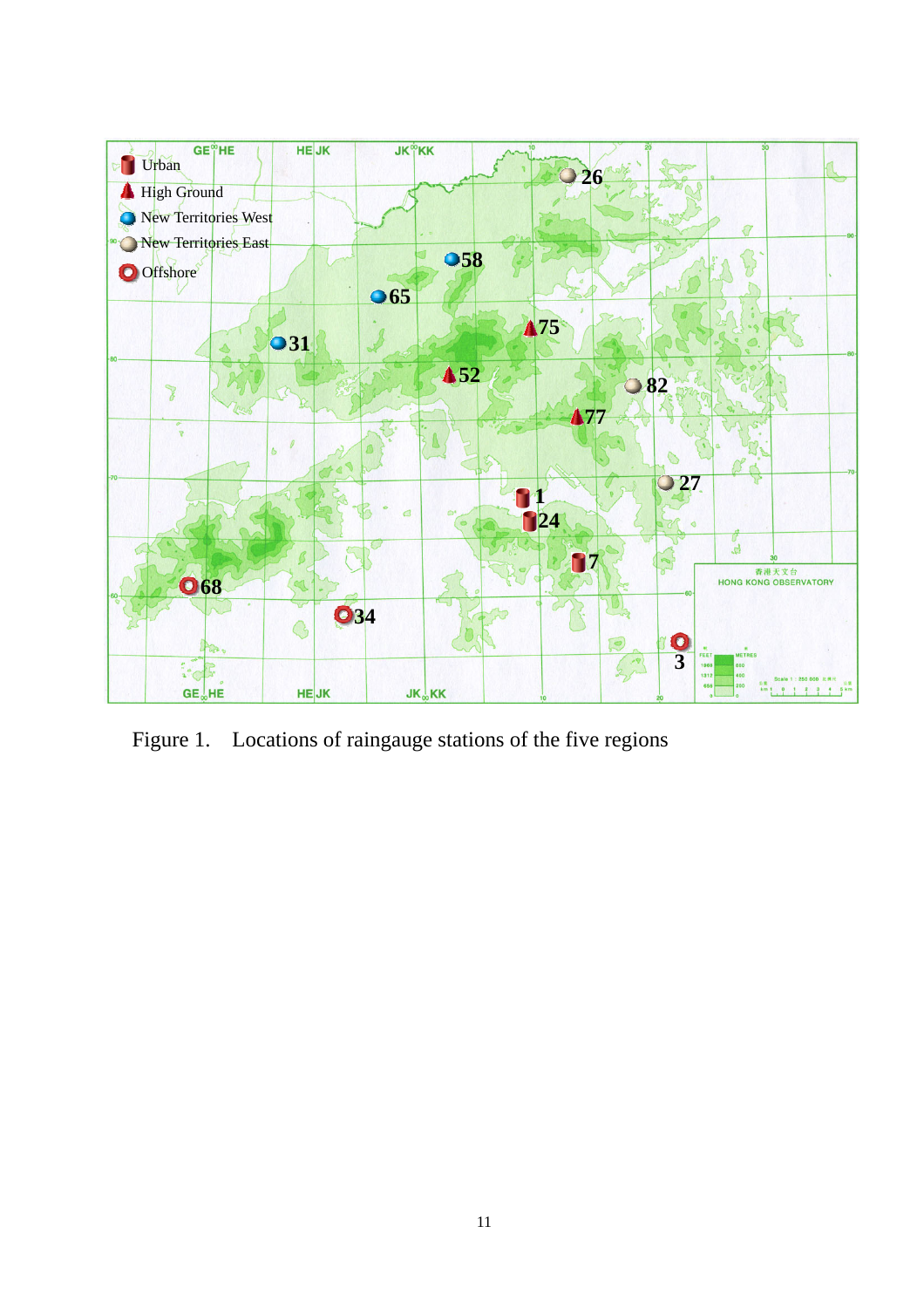Urban

High Ground

New Territories West

New Territories East

Offshore

26

58

65

75

31

52

82

77

27

1

24

7

68

34

3

香港天文台
HONG KONG OBSERVATORY

Figure 1. Locations of raingauge stations of the five regions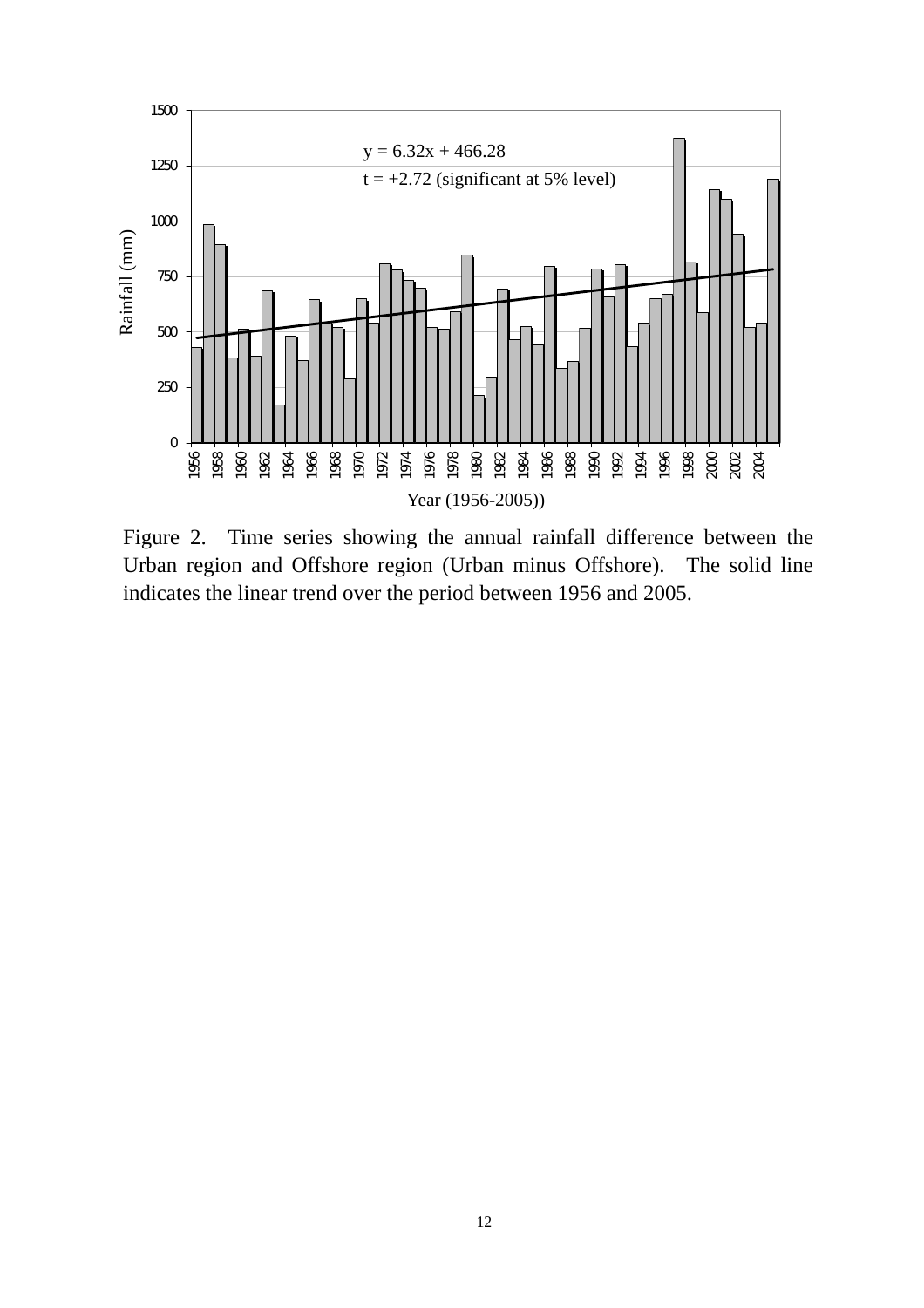y = 6.32x + 466.28

t = +2.72 (significant at 5% level)

Rainfall (mm)

1500
1250
1000
750
500
250
0

1956 1958 1960 1962 1964 1966 1968 1970 1972 1974 1976 1978 1980 1982 1984 1986 1988 1990 1992 1994 1996 1998 2000 2002 2004

Year (1956-2005))

Figure 2. Time series showing the annual rainfall difference between the Urban region and Offshore region (Urban minus Offshore). The solid line indicates the linear trend over the period between 1956 and 2005.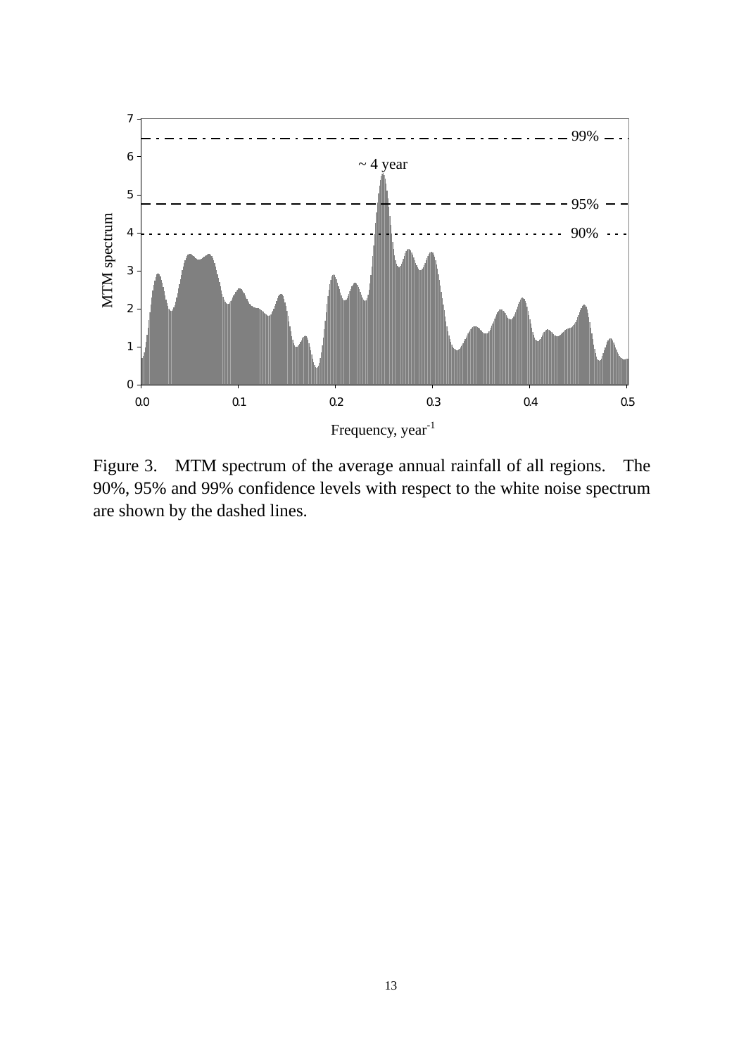7

6

5

4

3

2

1

0

MTM spectrum

99%

~ 4 year

95%

90%

0.0

0.1

0.2

0.3

0.4

0.5

Frequency, year$^{-1}$

Figure 3. MTM spectrum of the average annual rainfall of all regions. The 90%, 95% and 99% confidence levels with respect to the white noise spectrum are shown by the dashed lines.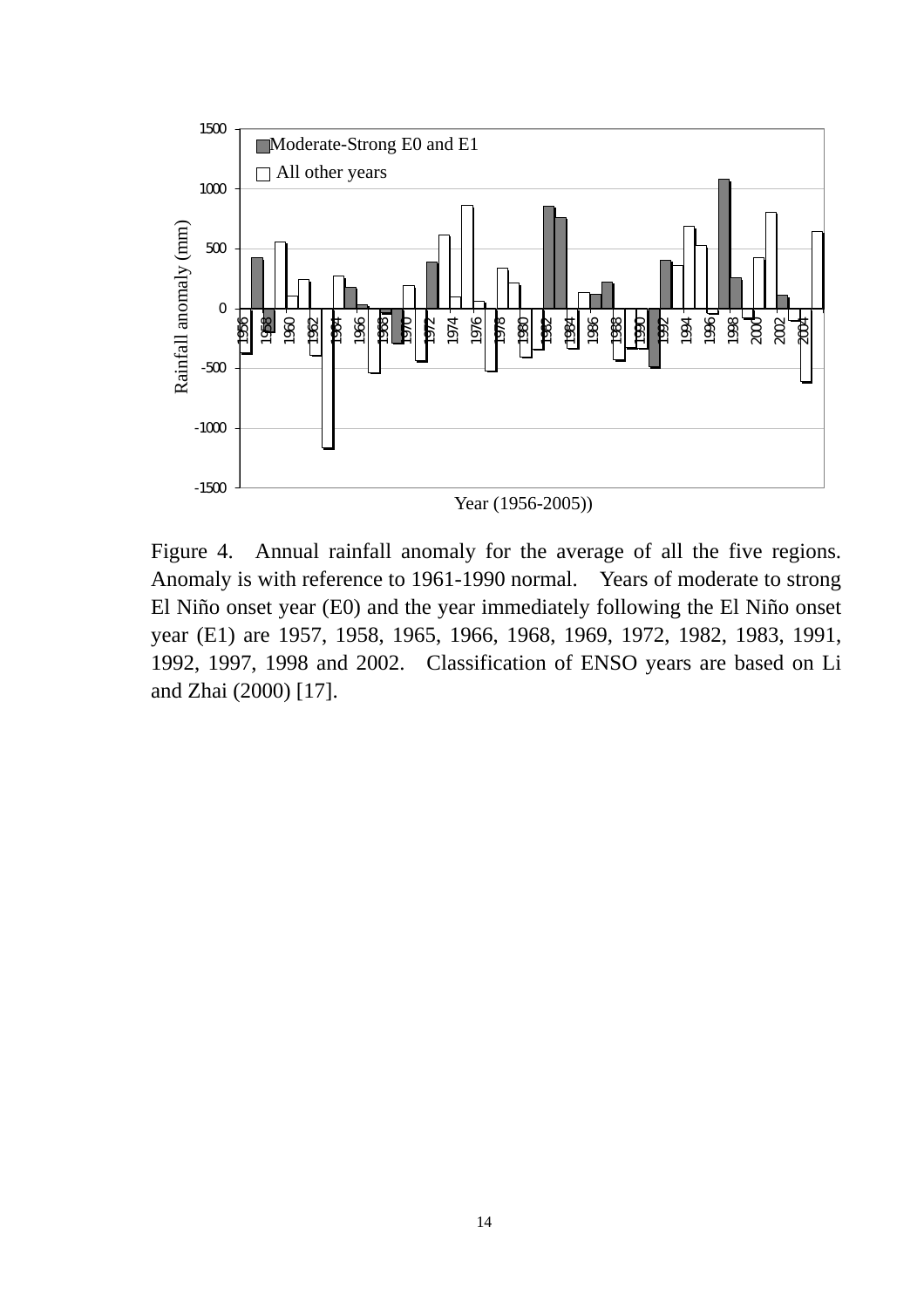1500

Moderate-Strong E0 and E1

All other years

1000

500

0

-500

-1000

-1500

Rainfall anomaly (mm)

1956 1958 1960 1962 1964 1966 1968 1970 1972 1974 1976 1978 1980 1982 1984 1986 1988 1990 1992 1994 1996 1998 2000 2002 2004

Year (1956-2005))

Figure 4. Annual rainfall anomaly for the average of all the five regions. Anomaly is with reference to 1961-1990 normal. Years of moderate to strong El Niño onset year (E0) and the year immediately following the El Niño onset year (E1) are 1957, 1958, 1965, 1966, 1968, 1969, 1972, 1982, 1983, 1991, 1992, 1997, 1998 and 2002. Classification of ENSO years are based on Li and Zhai (2000) [17].